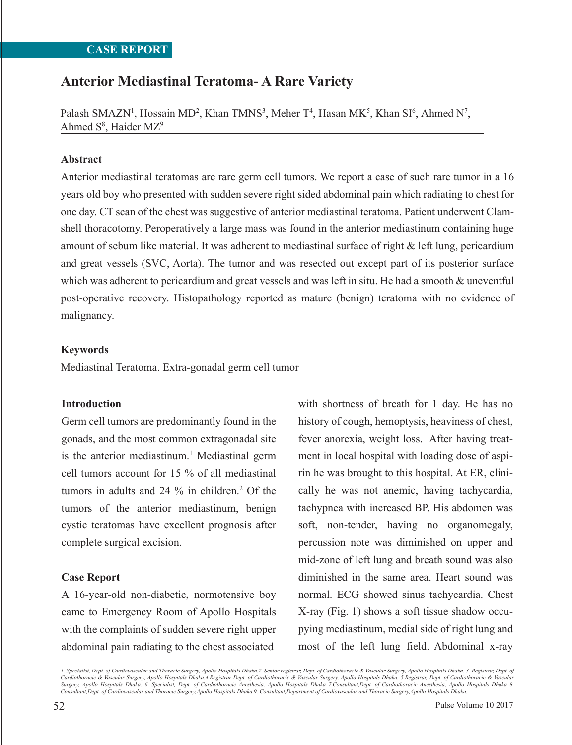CASE REPORT

# Anterior Mediastinal Teratoma- A Rare Variety

Palash SMAZN[1], Hossain MD[2], Khan TMNS[3], Meher T[4], Hasan MK[5], Khan SI[6], Ahmed N[7], Ahmed S[8], Haider MZ[9]

## Abstract

Anterior mediastinal teratomas are rare germ cell tumors. We report a case of such rare tumor in a 16 years old boy who presented with sudden severe right sided abdominal pain which radiating to chest for one day. CT scan of the chest was suggestive of anterior mediastinal teratoma. Patient underwent Clamshell thoracotomy. Peroperatively a large mass was found in the anterior mediastinum containing huge amount of sebum like material. It was adherent to mediastinal surface of right & left lung, pericardium and great vessels (SVC, Aorta). The tumor and was resected out except part of its posterior surface which was adherent to pericardium and great vessels and was left in situ. He had a smooth & uneventful post-operative recovery. Histopathology reported as mature (benign) teratoma with no evidence of malignancy.

## Keywords

Mediastinal Teratoma. Extra-gonadal germ cell tumor

## Introduction

Germ cell tumors are predominantly found in the gonads, and the most common extragonadal site is the anterior mediastinum.[1] Mediastinal germ cell tumors account for 15 % of all mediastinal tumors in adults and 24 % in children.[2] Of the tumors of the anterior mediastinum, benign cystic teratomas have excellent prognosis after complete surgical excision.

## Case Report

A 16-year-old non-diabetic, normotensive boy came to Emergency Room of Apollo Hospitals with the complaints of sudden severe right upper abdominal pain radiating to the chest associated with shortness of breath for 1 day. He has no history of cough, hemoptysis, heaviness of chest, fever anorexia, weight loss. After having treatment in local hospital with loading dose of aspirin he was brought to this hospital. At ER, clinically he was not anemic, having tachycardia, tachypnea with increased BP. His abdomen was soft, non-tender, having no organomegaly, percussion note was diminished on upper and mid-zone of left lung and breath sound was also diminished in the same area. Heart sound was normal. ECG showed sinus tachycardia. Chest X-ray (Fig. 1) shows a soft tissue shadow occupying mediastinum, medial side of right lung and most of the left lung field. Abdominal x-ray

*1. Specialist, Dept. of Cardiovascular and Thoracic Surgery, Apollo Hospitals Dhaka. 2. Senior registrar, Dept. of Cardiothoracic & Vascular Surgery, Apollo Hospitals Dhaka. 3. Registrar, Dept. of Cardiothoracic & Vascular Surgery, Apollo Hospitals Dhaka. 4. Registrar Dept. of Cardiothoracic & Vascular Surgery, Apollo Hospitals Dhaka. 5. Registrar, Dept. of Cardiothoracic & Vascular Surgery, Apollo Hospitals Dhaka. 6. Specialist, Dept. of Cardiothoracic Anesthesia, Apollo Hospitals Dhaka 7. Consultant, Dept. of Cardiothoracic Anesthesia, Apollo Hospitals Dhaka 8. Consultant, Dept. of Cardiovascular and Thoracic Surgery, Apollo Hospitals Dhaka. 9. Consultant, Department of Cardiovascular and Thoracic Surgery, Apollo Hospitals Dhaka.*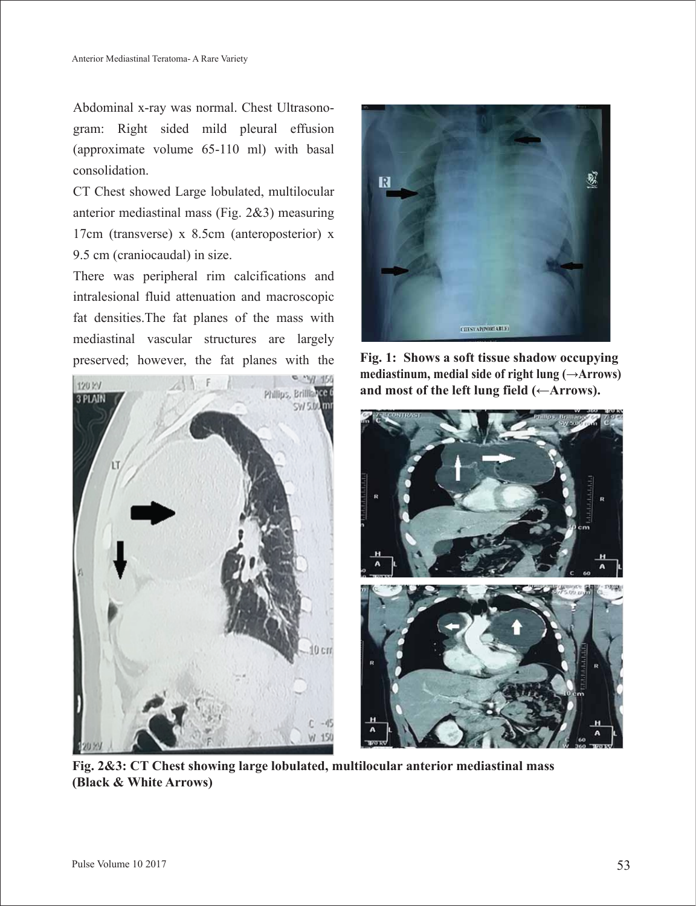Abdominal x-ray was normal. Chest Ultrasonogram: Right sided mild pleural effusion (approximate volume 65-110 ml) with basal consolidation.

CT Chest showed Large lobulated, multilocular anterior mediastinal mass (Fig. 2&3) measuring 17cm (transverse) x 8.5cm (anteroposterior) x 9.5 cm (craniocaudal) in size.

There was peripheral rim calcifications and intralesional fluid attenuation and macroscopic fat densities.The fat planes of the mass with mediastinal vascular structures are largely preserved; however, the fat planes with the

**Fig. 1: Shows a soft tissue shadow occupying mediastinum, medial side of right lung (→Arrows) and most of the left lung field (←Arrows).**

**Fig. 2&3: CT Chest showing large lobulated, multilocular anterior mediastinal mass (Black & White Arrows)**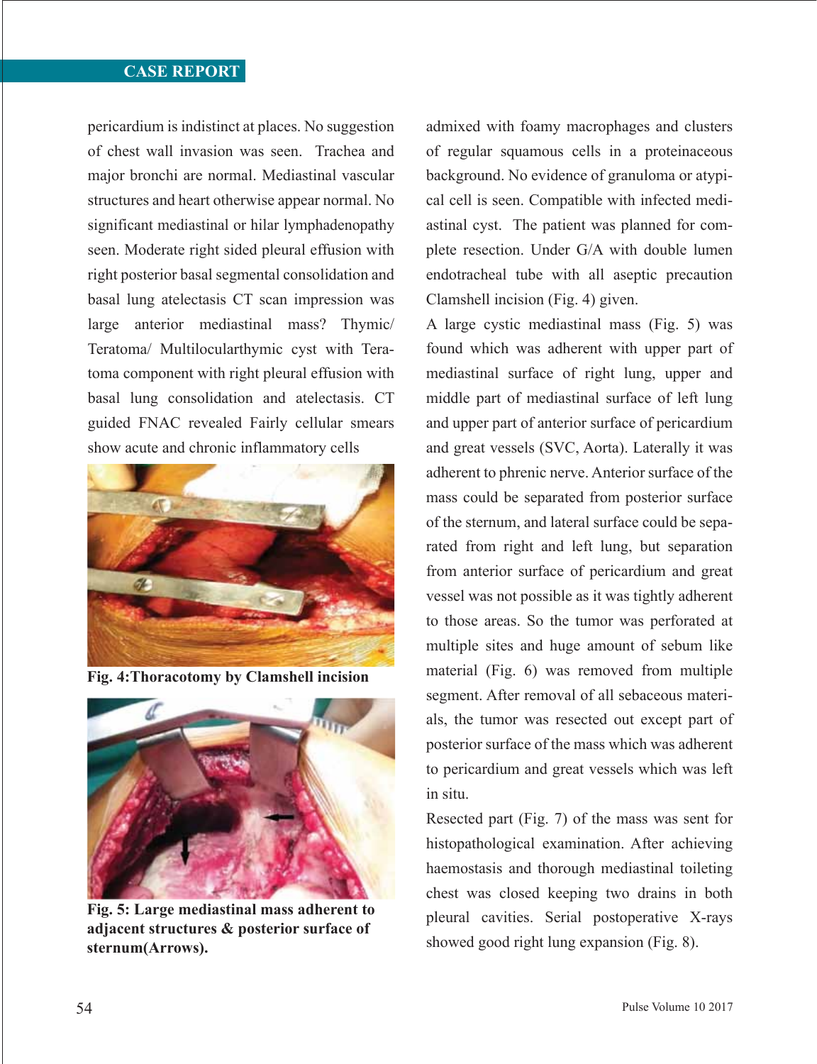pericardium is indistinct at places. No suggestion of chest wall invasion was seen. Trachea and major bronchi are normal. Mediastinal vascular structures and heart otherwise appear normal. No significant mediastinal or hilar lymphadenopathy seen. Moderate right sided pleural effusion with right posterior basal segmental consolidation and basal lung atelectasis CT scan impression was large anterior mediastinal mass? Thymic/ Teratoma/ Multiloculart­hymic cyst with Teratoma component with right pleural effusion with basal lung consolidation and atelectasis. CT guided FNAC revealed Fairly cellular smears show acute and chronic inflammatory cells

**Fig. 4:Thoracotomy by Clamshell incision**

**Fig. 5: Large mediastinal mass adherent to adjacent structures & posterior surface of sternum(Arrows).**

admixed with foamy macrophages and clusters of regular squamous cells in a proteinaceous background. No evidence of granuloma or atypical cell is seen. Compatible with infected mediastinal cyst. The patient was planned for complete resection. Under G/A with double lumen endotracheal tube with all aseptic precaution Clamshell incision (Fig. 4) given.

A large cystic mediastinal mass (Fig. 5) was found which was adherent with upper part of mediastinal surface of right lung, upper and middle part of mediastinal surface of left lung and upper part of anterior surface of pericardium and great vessels (SVC, Aorta). Laterally it was adherent to phrenic nerve. Anterior surface of the mass could be separated from posterior surface of the sternum, and lateral surface could be separated from right and left lung, but separation from anterior surface of pericardium and great vessel was not possible as it was tightly adherent to those areas. So the tumor was perforated at multiple sites and huge amount of sebum like material (Fig. 6) was removed from multiple segment. After removal of all sebaceous materials, the tumor was resected out except part of posterior surface of the mass which was adherent to pericardium and great vessels which was left in situ.

Resected part (Fig. 7) of the mass was sent for histopathological examination. After achieving haemostasis and thorough mediastinal toileting chest was closed keeping two drains in both pleural cavities. Serial postoperative X-rays showed good right lung expansion (Fig. 8).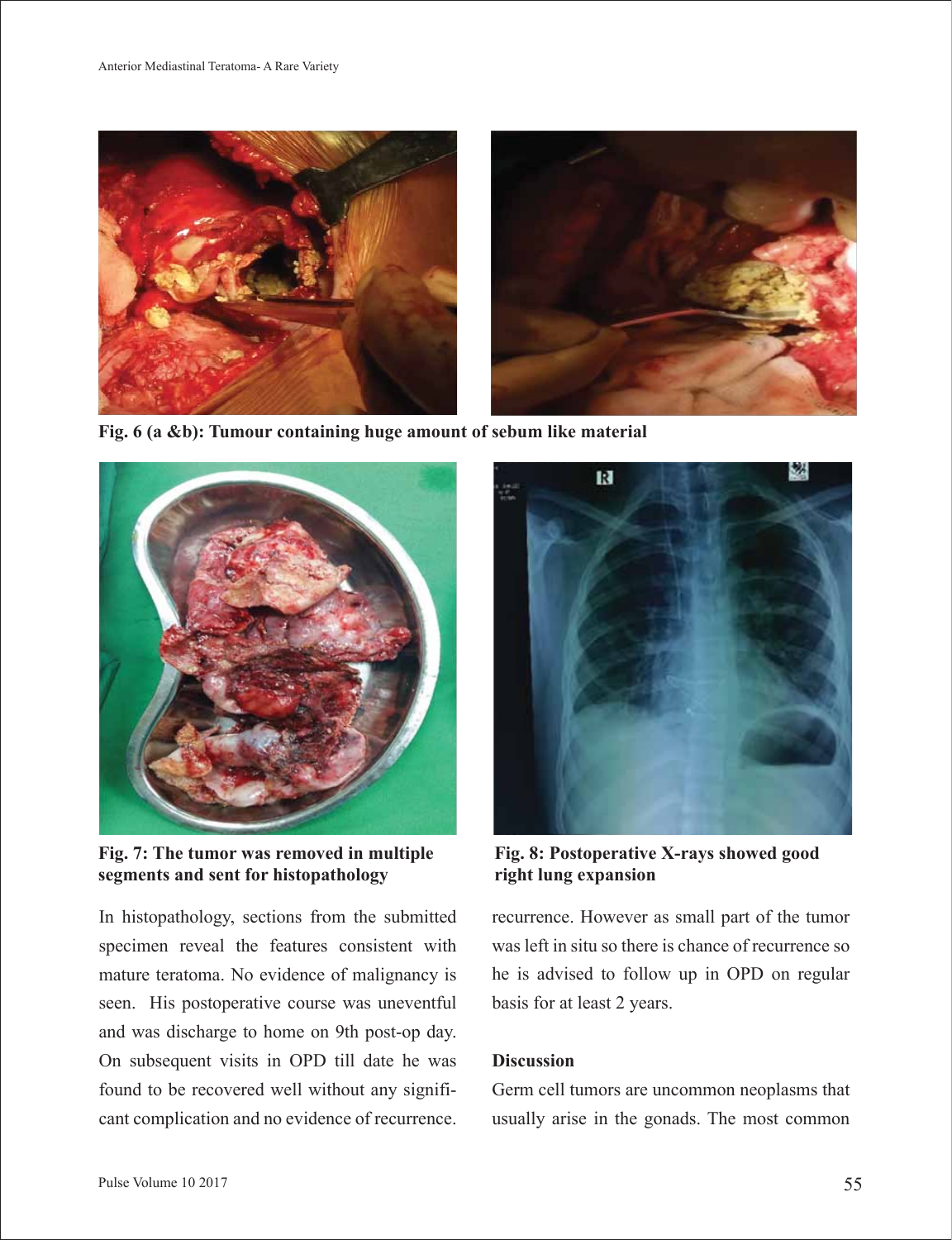Fig. 6 (a &b): Tumour containing huge amount of sebum like material

Fig. 7: The tumor was removed in multiple segments and sent for histopathology

Fig. 8: Postoperative X-rays showed good right lung expansion

In histopathology, sections from the submitted specimen reveal the features consistent with mature teratoma. No evidence of malignancy is seen. His postoperative course was uneventful and was discharge to home on 9th post-op day. On subsequent visits in OPD till date he was found to be recovered well without any significant complication and no evidence of recurrence. However as small part of the tumor was left in situ so there is chance of recurrence so he is advised to follow up in OPD on regular basis for at least 2 years.

## Discussion

Germ cell tumors are uncommon neoplasms that usually arise in the gonads. The most common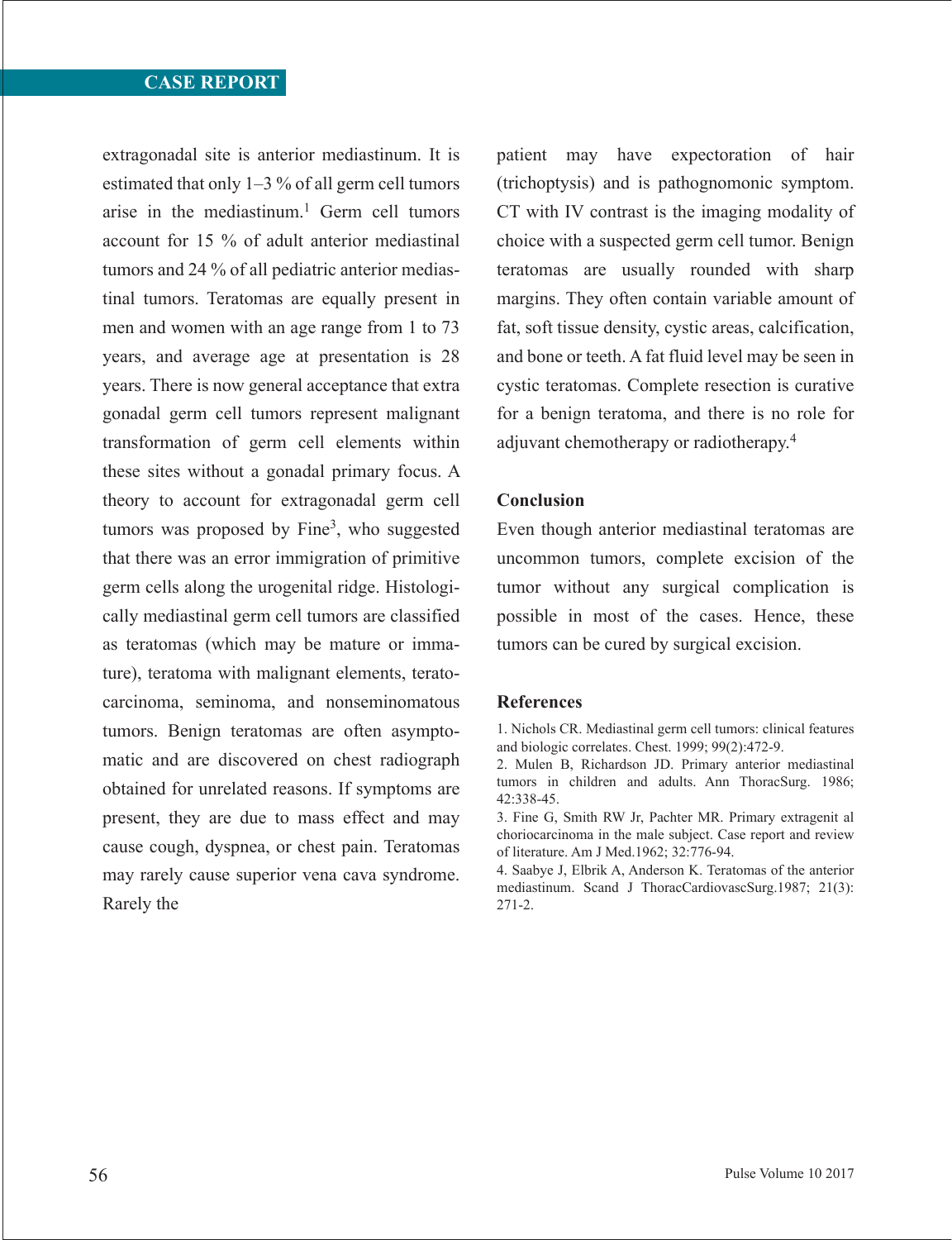extragonadal site is anterior mediastinum. It is estimated that only 1–3 % of all germ cell tumors arise in the mediastinum.[1] Germ cell tumors account for 15 % of adult anterior mediastinal tumors and 24 % of all pediatric anterior mediastinal tumors. Teratomas are equally present in men and women with an age range from 1 to 73 years, and average age at presentation is 28 years. There is now general acceptance that extra gonadal germ cell tumors represent malignant transformation of germ cell elements within these sites without a gonadal primary focus. A theory to account for extragonadal germ cell tumors was proposed by Fine[3], who suggested that there was an error immigration of primitive germ cells along the urogenital ridge. Histologically mediastinal germ cell tumors are classified as teratomas (which may be mature or immature), teratoma with malignant elements, teratocarcinoma, seminoma, and nonseminomatous tumors. Benign teratomas are often asymptomatic and are discovered on chest radiograph obtained for unrelated reasons. If symptoms are present, they are due to mass effect and may cause cough, dyspnea, or chest pain. Teratomas may rarely cause superior vena cava syndrome. Rarely the patient may have expectoration of hair (trichoptysis) and is pathognomonic symptom. CT with IV contrast is the imaging modality of choice with a suspected germ cell tumor. Benign teratomas are usually rounded with sharp margins. They often contain variable amount of fat, soft tissue density, cystic areas, calcification, and bone or teeth. A fat fluid level may be seen in cystic teratomas. Complete resection is curative for a benign teratoma, and there is no role for adjuvant chemotherapy or radiotherapy.[4]

## Conclusion

Even though anterior mediastinal teratomas are uncommon tumors, complete excision of the tumor without any surgical complication is possible in most of the cases. Hence, these tumors can be cured by surgical excision.

## References

1. Nichols CR. Mediastinal germ cell tumors: clinical features and biologic correlates. Chest. 1999; 99(2):472-9.
2. Mulen B, Richardson JD. Primary anterior mediastinal tumors in children and adults. Ann ThoracSurg. 1986; 42:338-45.
3. Fine G, Smith RW Jr, Pachter MR. Primary extragenit al choriocarcinoma in the male subject. Case report and review of literature. Am J Med.1962; 32:776-94.
4. Saabye J, Elbrik A, Anderson K. Teratomas of the anterior mediastinum. Scand J ThoracCardiovascSurg.1987; 21(3): 271-2.